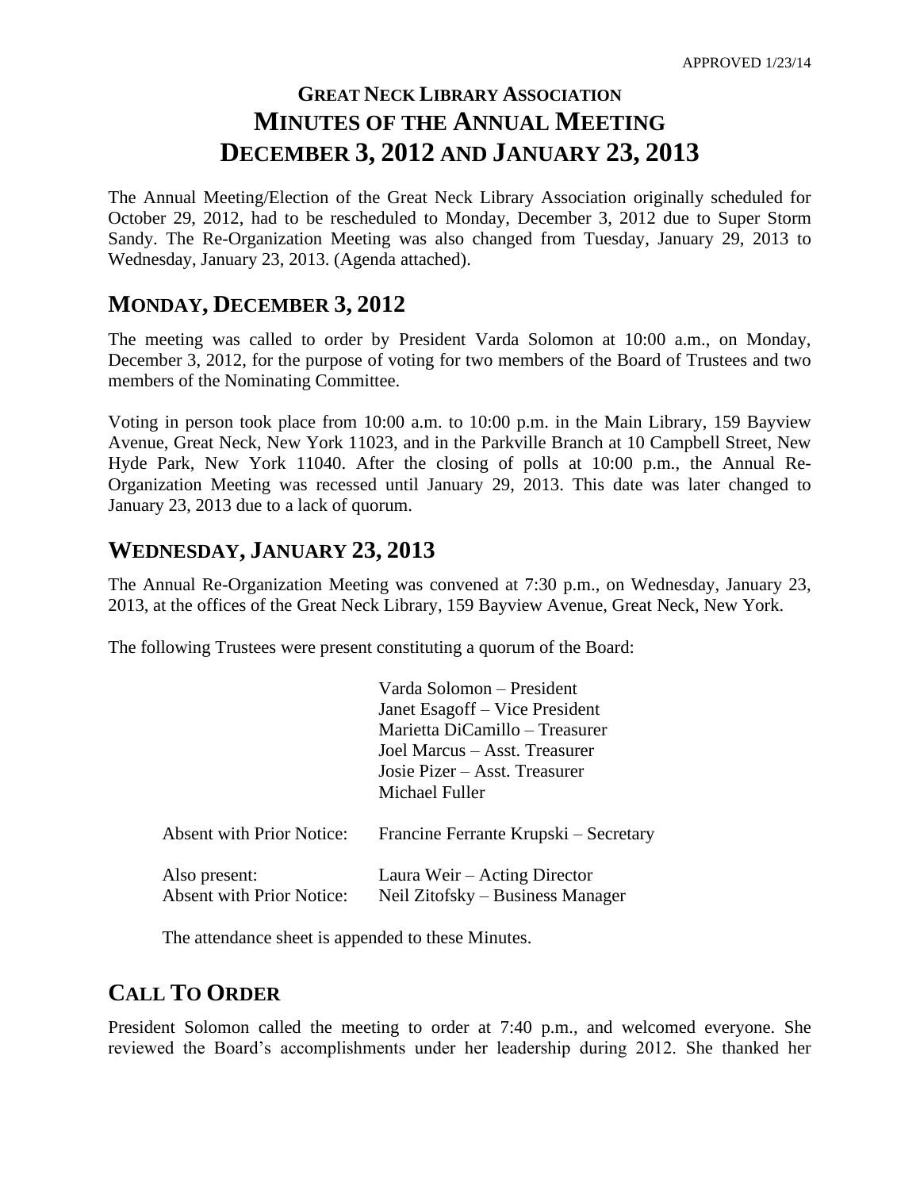APPROVED 1/23/14

# GREAT NECK LIBRARY ASSOCIATION
# MINUTES OF THE ANNUAL MEETING
# DECEMBER 3, 2012 AND JANUARY 23, 2013

The Annual Meeting/Election of the Great Neck Library Association originally scheduled for October 29, 2012, had to be rescheduled to Monday, December 3, 2012 due to Super Storm Sandy. The Re-Organization Meeting was also changed from Tuesday, January 29, 2013 to Wednesday, January 23, 2013. (Agenda attached).

## MONDAY, DECEMBER 3, 2012

The meeting was called to order by President Varda Solomon at 10:00 a.m., on Monday, December 3, 2012, for the purpose of voting for two members of the Board of Trustees and two members of the Nominating Committee.

Voting in person took place from 10:00 a.m. to 10:00 p.m. in the Main Library, 159 Bayview Avenue, Great Neck, New York 11023, and in the Parkville Branch at 10 Campbell Street, New Hyde Park, New York 11040. After the closing of polls at 10:00 p.m., the Annual Re-Organization Meeting was recessed until January 29, 2013. This date was later changed to January 23, 2013 due to a lack of quorum.

## WEDNESDAY, JANUARY 23, 2013

The Annual Re-Organization Meeting was convened at 7:30 p.m., on Wednesday, January 23, 2013, at the offices of the Great Neck Library, 159 Bayview Avenue, Great Neck, New York.

The following Trustees were present constituting a quorum of the Board:

| | |
|---|---|
| | Varda Solomon – President |
| | Janet Esagoff – Vice President |
| | Marietta DiCamillo – Treasurer |
| | Joel Marcus – Asst. Treasurer |
| | Josie Pizer – Asst. Treasurer |
| | Michael Fuller |
| Absent with Prior Notice: | Francine Ferrante Krupski – Secretary |
| Also present: | Laura Weir – Acting Director |
| Absent with Prior Notice: | Neil Zitofsky – Business Manager |

The attendance sheet is appended to these Minutes.

## CALL TO ORDER

President Solomon called the meeting to order at 7:40 p.m., and welcomed everyone. She reviewed the Board's accomplishments under her leadership during 2012. She thanked her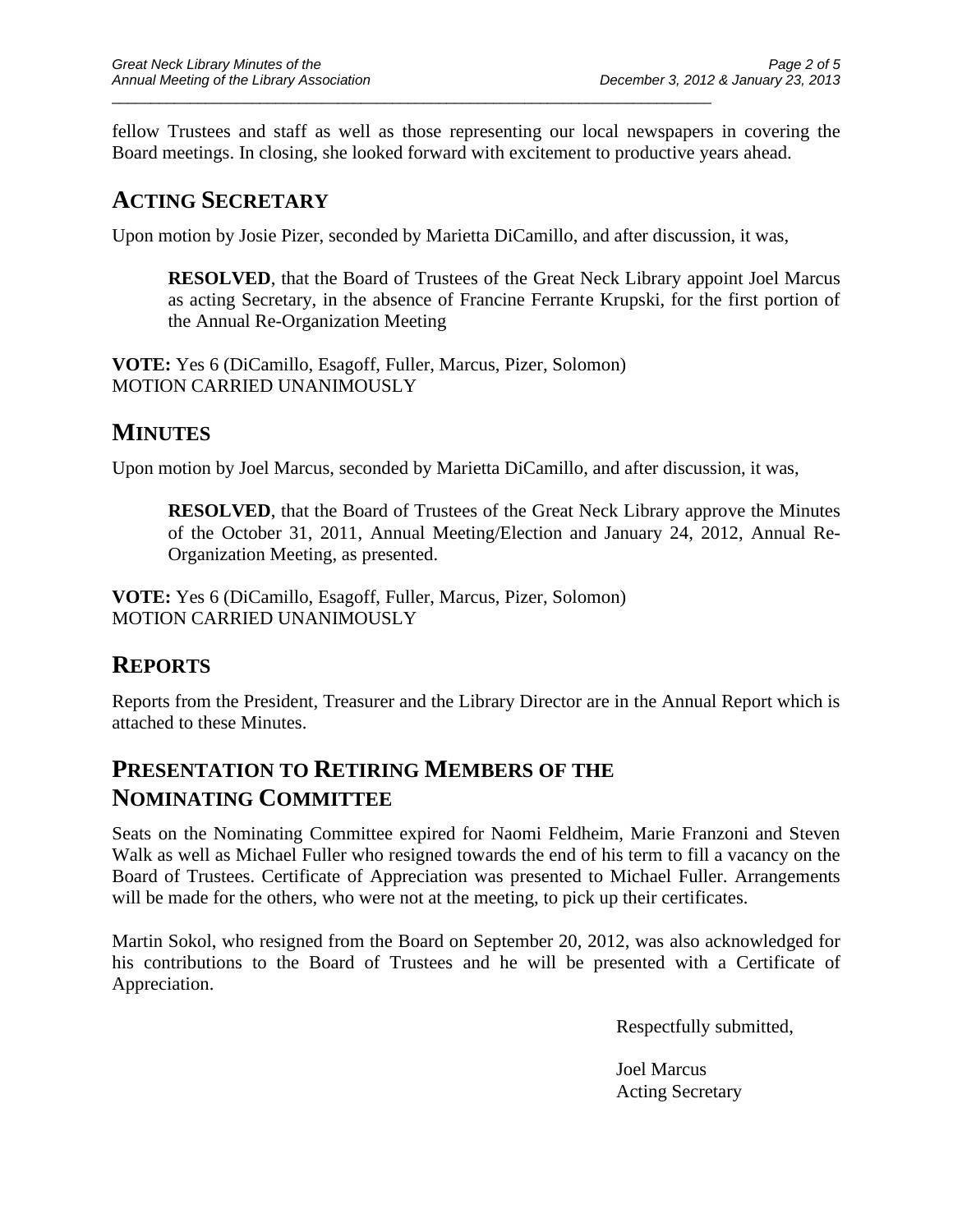fellow Trustees and staff as well as those representing our local newspapers in covering the Board meetings. In closing, she looked forward with excitement to productive years ahead.

## ACTING SECRETARY

Upon motion by Josie Pizer, seconded by Marietta DiCamillo, and after discussion, it was,

> **RESOLVED**, that the Board of Trustees of the Great Neck Library appoint Joel Marcus as acting Secretary, in the absence of Francine Ferrante Krupski, for the first portion of the Annual Re-Organization Meeting

**VOTE:** Yes 6 (DiCamillo, Esagoff, Fuller, Marcus, Pizer, Solomon)
MOTION CARRIED UNANIMOUSLY

## MINUTES

Upon motion by Joel Marcus, seconded by Marietta DiCamillo, and after discussion, it was,

> **RESOLVED**, that the Board of Trustees of the Great Neck Library approve the Minutes of the October 31, 2011, Annual Meeting/Election and January 24, 2012, Annual Re-Organization Meeting, as presented.

**VOTE:** Yes 6 (DiCamillo, Esagoff, Fuller, Marcus, Pizer, Solomon)
MOTION CARRIED UNANIMOUSLY

## REPORTS

Reports from the President, Treasurer and the Library Director are in the Annual Report which is attached to these Minutes.

## PRESENTATION TO RETIRING MEMBERS OF THE NOMINATING COMMITTEE

Seats on the Nominating Committee expired for Naomi Feldheim, Marie Franzoni and Steven Walk as well as Michael Fuller who resigned towards the end of his term to fill a vacancy on the Board of Trustees. Certificate of Appreciation was presented to Michael Fuller. Arrangements will be made for the others, who were not at the meeting, to pick up their certificates.

Martin Sokol, who resigned from the Board on September 20, 2012, was also acknowledged for his contributions to the Board of Trustees and he will be presented with a Certificate of Appreciation.

Respectfully submitted,

Joel Marcus
Acting Secretary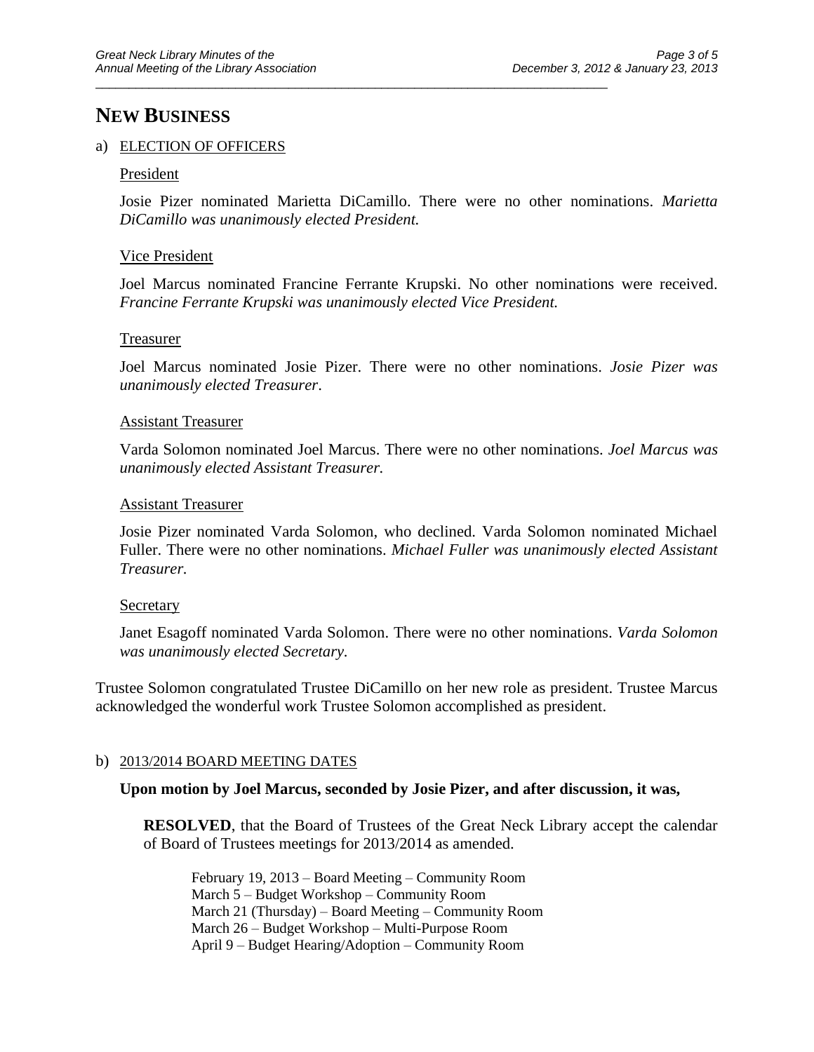# NEW BUSINESS

a) ELECTION OF OFFICERS

President

Josie Pizer nominated Marietta DiCamillo. There were no other nominations. *Marietta DiCamillo was unanimously elected President.*

Vice President

Joel Marcus nominated Francine Ferrante Krupski. No other nominations were received. *Francine Ferrante Krupski was unanimously elected Vice President.*

Treasurer

Joel Marcus nominated Josie Pizer. There were no other nominations. *Josie Pizer was unanimously elected Treasurer*.

Assistant Treasurer

Varda Solomon nominated Joel Marcus. There were no other nominations. *Joel Marcus was unanimously elected Assistant Treasurer.*

Assistant Treasurer

Josie Pizer nominated Varda Solomon, who declined. Varda Solomon nominated Michael Fuller. There were no other nominations. *Michael Fuller was unanimously elected Assistant Treasurer.*

Secretary

Janet Esagoff nominated Varda Solomon. There were no other nominations. *Varda Solomon was unanimously elected Secretary.*

Trustee Solomon congratulated Trustee DiCamillo on her new role as president. Trustee Marcus acknowledged the wonderful work Trustee Solomon accomplished as president.

b) 2013/2014 BOARD MEETING DATES

**Upon motion by Joel Marcus, seconded by Josie Pizer, and after discussion, it was,**

**RESOLVED**, that the Board of Trustees of the Great Neck Library accept the calendar of Board of Trustees meetings for 2013/2014 as amended.

February 19, 2013 – Board Meeting – Community Room
March 5 – Budget Workshop – Community Room
March 21 (Thursday) – Board Meeting – Community Room
March 26 – Budget Workshop – Multi-Purpose Room
April 9 – Budget Hearing/Adoption – Community Room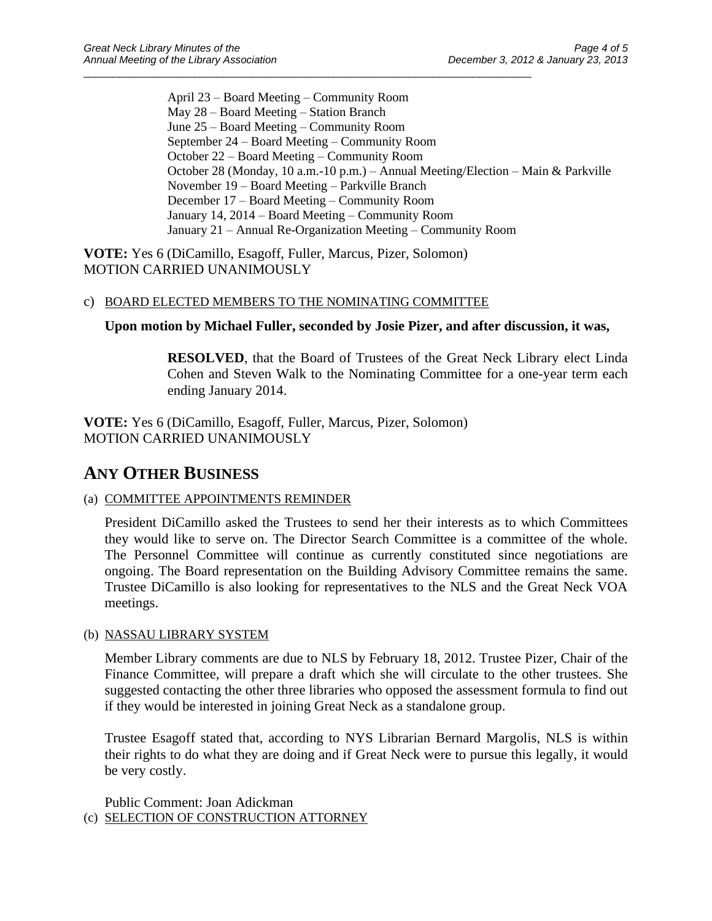April 23 – Board Meeting – Community Room
May 28 – Board Meeting – Station Branch
June 25 – Board Meeting – Community Room
September 24 – Board Meeting – Community Room
October 22 – Board Meeting – Community Room
October 28 (Monday, 10 a.m.-10 p.m.) – Annual Meeting/Election – Main & Parkville
November 19 – Board Meeting – Parkville Branch
December 17 – Board Meeting – Community Room
January 14, 2014 – Board Meeting – Community Room
January 21 – Annual Re-Organization Meeting – Community Room

**VOTE:** Yes 6 (DiCamillo, Esagoff, Fuller, Marcus, Pizer, Solomon)
MOTION CARRIED UNANIMOUSLY

c) BOARD ELECTED MEMBERS TO THE NOMINATING COMMITTEE

**Upon motion by Michael Fuller, seconded by Josie Pizer, and after discussion, it was,**

> **RESOLVED**, that the Board of Trustees of the Great Neck Library elect Linda Cohen and Steven Walk to the Nominating Committee for a one-year term each ending January 2014.

**VOTE:** Yes 6 (DiCamillo, Esagoff, Fuller, Marcus, Pizer, Solomon)
MOTION CARRIED UNANIMOUSLY

## ANY OTHER BUSINESS

(a) COMMITTEE APPOINTMENTS REMINDER

President DiCamillo asked the Trustees to send her their interests as to which Committees they would like to serve on. The Director Search Committee is a committee of the whole. The Personnel Committee will continue as currently constituted since negotiations are ongoing. The Board representation on the Building Advisory Committee remains the same. Trustee DiCamillo is also looking for representatives to the NLS and the Great Neck VOA meetings.

(b) NASSAU LIBRARY SYSTEM

Member Library comments are due to NLS by February 18, 2012. Trustee Pizer, Chair of the Finance Committee, will prepare a draft which she will circulate to the other trustees. She suggested contacting the other three libraries who opposed the assessment formula to find out if they would be interested in joining Great Neck as a standalone group.

Trustee Esagoff stated that, according to NYS Librarian Bernard Margolis, NLS is within their rights to do what they are doing and if Great Neck were to pursue this legally, it would be very costly.

Public Comment: Joan Adickman

(c) SELECTION OF CONSTRUCTION ATTORNEY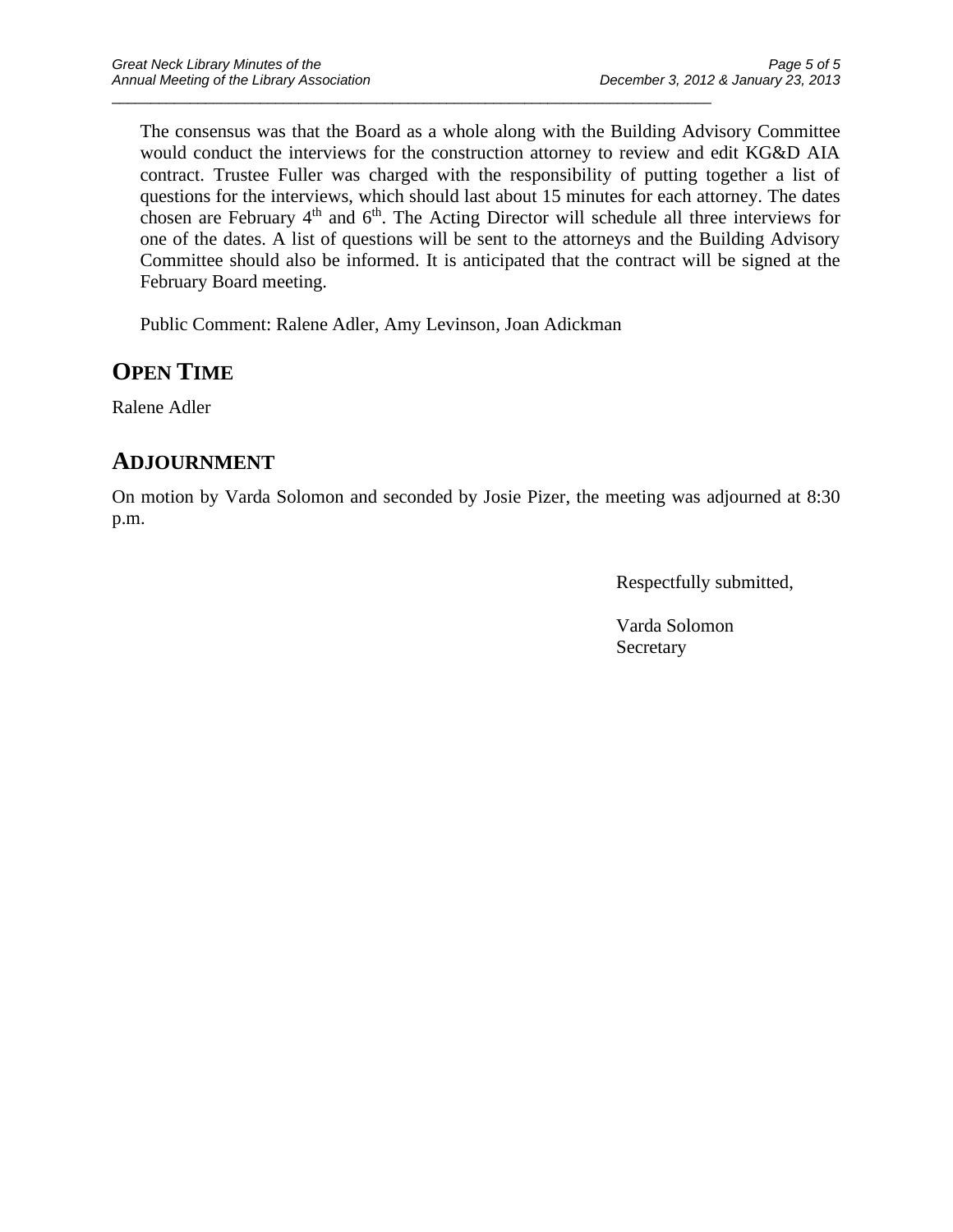The consensus was that the Board as a whole along with the Building Advisory Committee would conduct the interviews for the construction attorney to review and edit KG&D AIA contract. Trustee Fuller was charged with the responsibility of putting together a list of questions for the interviews, which should last about 15 minutes for each attorney. The dates chosen are February 4th and 6th. The Acting Director will schedule all three interviews for one of the dates. A list of questions will be sent to the attorneys and the Building Advisory Committee should also be informed. It is anticipated that the contract will be signed at the February Board meeting.

Public Comment: Ralene Adler, Amy Levinson, Joan Adickman

## OPEN TIME

Ralene Adler

## ADJOURNMENT

On motion by Varda Solomon and seconded by Josie Pizer, the meeting was adjourned at 8:30 p.m.

Respectfully submitted,

Varda Solomon
Secretary